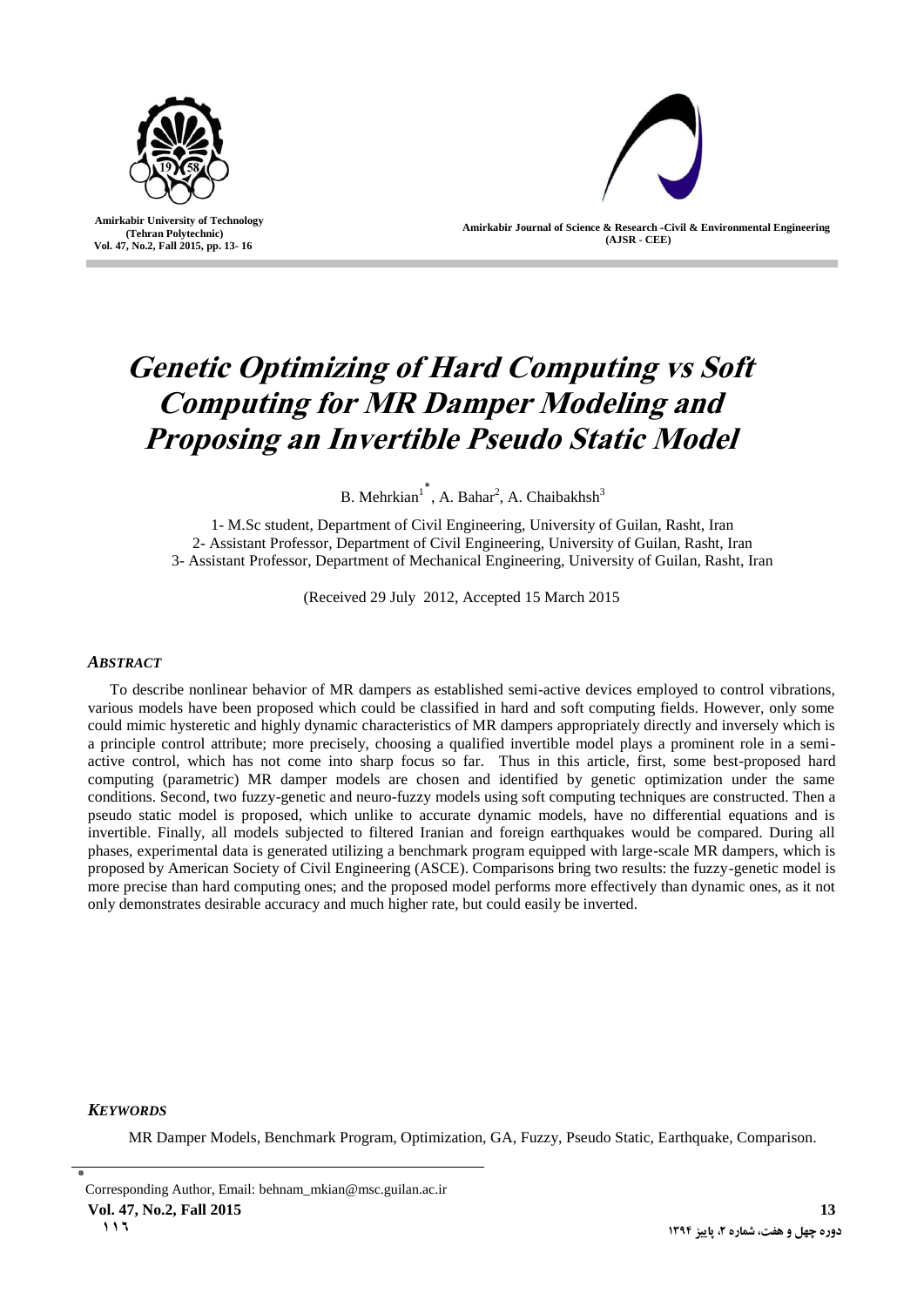# Genetic Optimizing of Hard Computing vs Soft Computing for MR Damper Modeling and Proposing an Invertible Pseudo Static Model

B. Mehrkian[1*], A. Bahar[2], A. Chaibakhsh[3]

1- M.Sc student, Department of Civil Engineering, University of Guilan, Rasht, Iran
2- Assistant Professor, Department of Civil Engineering, University of Guilan, Rasht, Iran
3- Assistant Professor, Department of Mechanical Engineering, University of Guilan, Rasht, Iran

(Received 29 July 2012, Accepted 15 March 2015

### *ABSTRACT*

To describe nonlinear behavior of MR dampers as established semi-active devices employed to control vibrations, various models have been proposed which could be classified in hard and soft computing fields. However, only some could mimic hysteretic and highly dynamic characteristics of MR dampers appropriately directly and inversely which is a principle control attribute; more precisely, choosing a qualified invertible model plays a prominent role in a semi-active control, which has not come into sharp focus so far. Thus in this article, first, some best-proposed hard computing (parametric) MR damper models are chosen and identified by genetic optimization under the same conditions. Second, two fuzzy-genetic and neuro-fuzzy models using soft computing techniques are constructed. Then a pseudo static model is proposed, which unlike to accurate dynamic models, have no differential equations and is invertible. Finally, all models subjected to filtered Iranian and foreign earthquakes would be compared. During all phases, experimental data is generated utilizing a benchmark program equipped with large-scale MR dampers, which is proposed by American Society of Civil Engineering (ASCE). Comparisons bring two results: the fuzzy-genetic model is more precise than hard computing ones; and the proposed model performs more effectively than dynamic ones, as it not only demonstrates desirable accuracy and much higher rate, but could easily be inverted.

### *KEYWORDS*

MR Damper Models, Benchmark Program, Optimization, GA, Fuzzy, Pseudo Static, Earthquake, Comparison.

[*] Corresponding Author, Email: behnam_mkian@msc.guilan.ac.ir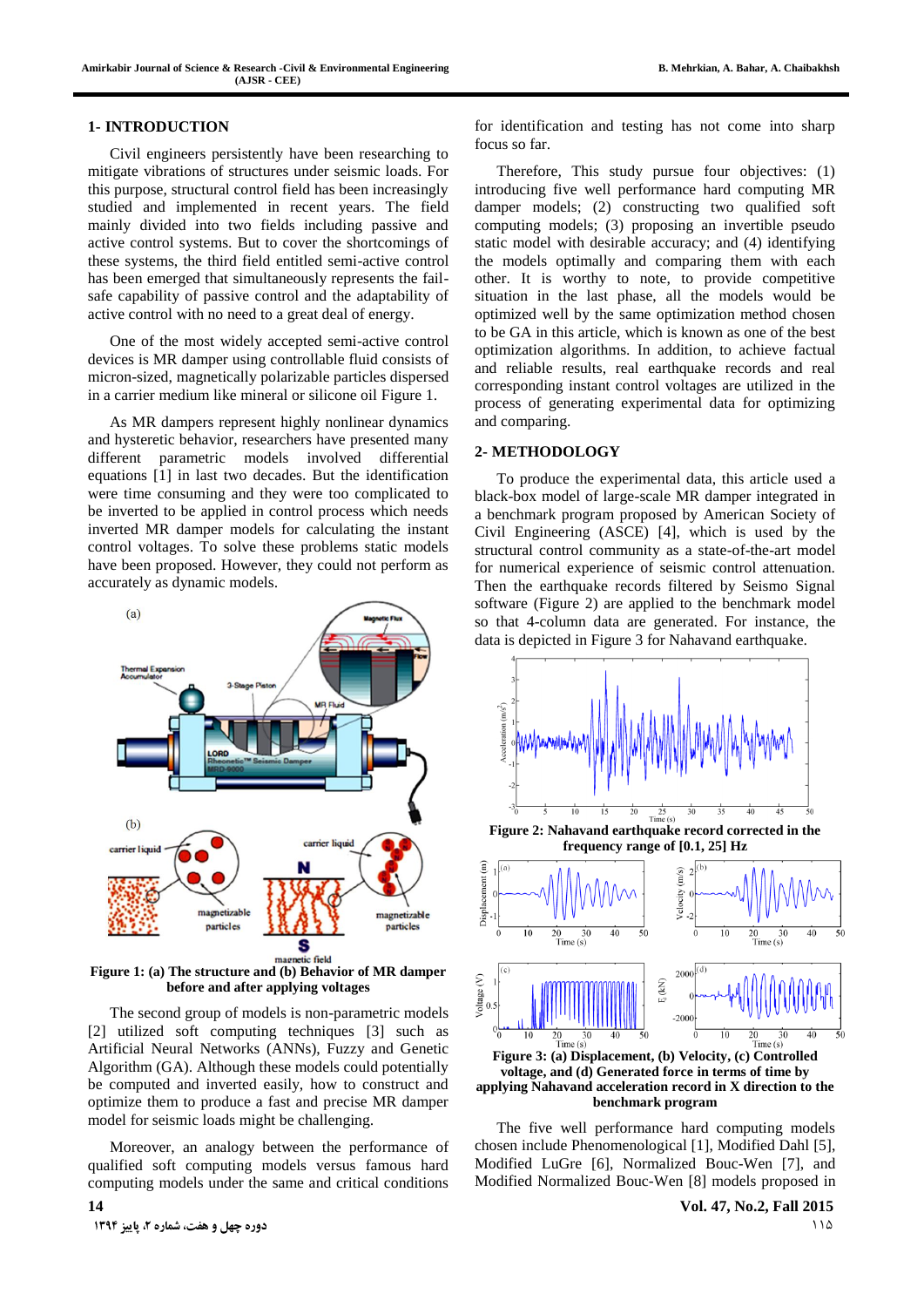## 1- INTRODUCTION

Civil engineers persistently have been researching to mitigate vibrations of structures under seismic loads. For this purpose, structural control field has been increasingly studied and implemented in recent years. The field mainly divided into two fields including passive and active control systems. But to cover the shortcomings of these systems, the third field entitled semi-active control has been emerged that simultaneously represents the fail-safe capability of passive control and the adaptability of active control with no need to a great deal of energy.

One of the most widely accepted semi-active control devices is MR damper using controllable fluid consists of micron-sized, magnetically polarizable particles dispersed in a carrier medium like mineral or silicone oil Figure 1.

As MR dampers represent highly nonlinear dynamics and hysteretic behavior, researchers have presented many different parametric models involved differential equations [1] in last two decades. But the identification were time consuming and they were too complicated to be inverted to be applied in control process which needs inverted MR damper models for calculating the instant control voltages. To solve these problems static models have been proposed. However, they could not perform as accurately as dynamic models.

**Figure 1: (a) The structure and (b) Behavior of MR damper before and after applying voltages**

The second group of models is non-parametric models [2] utilized soft computing techniques [3] such as Artificial Neural Networks (ANNs), Fuzzy and Genetic Algorithm (GA). Although these models could potentially be computed and inverted easily, how to construct and optimize them to produce a fast and precise MR damper model for seismic loads might be challenging.

Moreover, an analogy between the performance of qualified soft computing models versus famous hard computing models under the same and critical conditions for identification and testing has not come into sharp focus so far.

Therefore, This study pursue four objectives: (1) introducing five well performance hard computing MR damper models; (2) constructing two qualified soft computing models; (3) proposing an invertible pseudo static model with desirable accuracy; and (4) identifying the models optimally and comparing them with each other. It is worthy to note, to provide competitive situation in the last phase, all the models would be optimized well by the same optimization method chosen to be GA in this article, which is known as one of the best optimization algorithms. In addition, to achieve factual and reliable results, real earthquake records and real corresponding instant control voltages are utilized in the process of generating experimental data for optimizing and comparing.

## 2- METHODOLOGY

To produce the experimental data, this article used a black-box model of large-scale MR damper integrated in a benchmark program proposed by American Society of Civil Engineering (ASCE) [4], which is used by the structural control community as a state-of-the-art model for numerical experience of seismic control attenuation. Then the earthquake records filtered by Seismo Signal software (Figure 2) are applied to the benchmark model so that 4-column data are generated. For instance, the data is depicted in Figure 3 for Nahavand earthquake.

**Figure 2: Nahavand earthquake record corrected in the frequency range of [0.1, 25] Hz**

**Figure 3: (a) Displacement, (b) Velocity, (c) Controlled voltage, and (d) Generated force in terms of time by applying Nahavand acceleration record in X direction to the benchmark program**

The five well performance hard computing models chosen include Phenomenological [1], Modified Dahl [5], Modified LuGre [6], Normalized Bouc-Wen [7], and Modified Normalized Bouc-Wen [8] models proposed in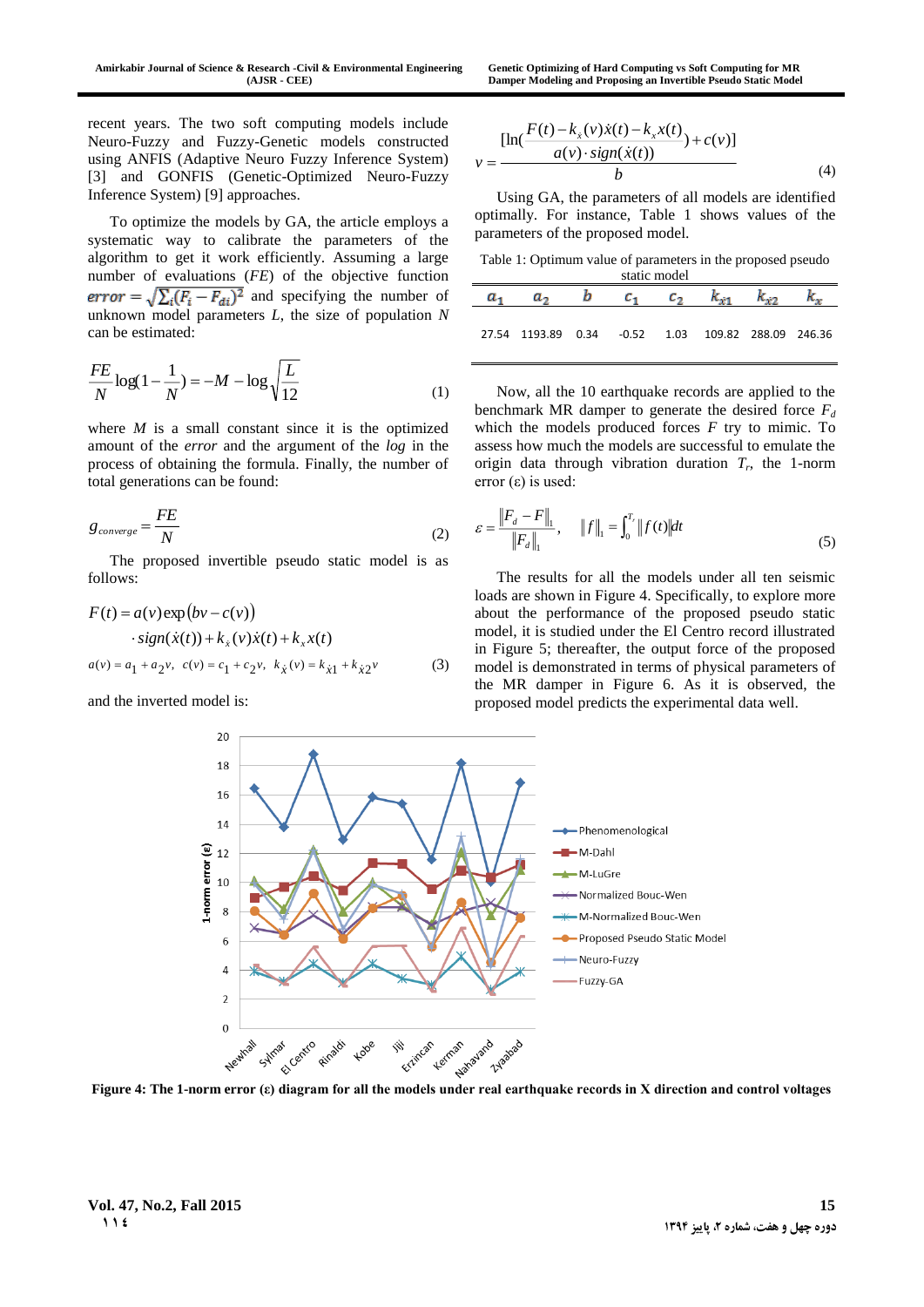recent years. The two soft computing models include Neuro-Fuzzy and Fuzzy-Genetic models constructed using ANFIS (Adaptive Neuro Fuzzy Inference System) [3] and GONFIS (Genetic-Optimized Neuro-Fuzzy Inference System) [9] approaches.

To optimize the models by GA, the article employs a systematic way to calibrate the parameters of the algorithm to get it work efficiently. Assuming a large number of evaluations (*FE*) of the objective function $error = \sqrt{\sum_i (F_i - F_{di})^2}$ and specifying the number of unknown model parameters *L*, the size of population *N* can be estimated:

$$\frac{FE}{N}\log(1-\frac{1}{N}) = -M - \log\sqrt{\frac{L}{12}} \tag{1}$$

where *M* is a small constant since it is the optimized amount of the *error* and the argument of the *log* in the process of obtaining the formula. Finally, the number of total generations can be found:

$$g_{converge} = \frac{FE}{N} \tag{2}$$

The proposed invertible pseudo static model is as follows:

$$F(t) = a(v)\exp\left(bv - c(v)\right) \cdot sign(\dot{x}(t)) + k_{\dot{x}}(v)\dot{x}(t) + k_x x(t)$$
$$a(v) = a_1 + a_2 v,\ \ c(v) = c_1 + c_2 v,\ \ k_{\dot{x}}(v) = k_{\dot{x}1} + k_{\dot{x}2} v \tag{3}$$

and the inverted model is:

$$v = \frac{[\ln(\frac{F(t) - k_{\dot{x}}(v)\dot{x}(t) - k_x x(t)}{a(v)\cdot sign(\dot{x}(t))}) + c(v)]}{b} \tag{4}$$

Using GA, the parameters of all models are identified optimally. For instance, Table 1 shows values of the parameters of the proposed model.

Table 1: Optimum value of parameters in the proposed pseudo static model

| $a_1$ | $a_2$ | $b$ | $c_1$ | $c_2$ | $k_{\dot{x}1}$ | $k_{\dot{x}2}$ | $k_x$ |
|---|---|---|---|---|---|---|---|
| 27.54 | 1193.89 | 0.34 | -0.52 | 1.03 | 109.82 | 288.09 | 246.36 |

Now, all the 10 earthquake records are applied to the benchmark MR damper to generate the desired force $F_d$ which the models produced forces *F* try to mimic. To assess how much the models are successful to emulate the origin data through vibration duration $T_r$, the 1-norm error (ε) is used:

$$\varepsilon = \frac{\|F_d - F\|_1}{\|F_d\|_1}, \quad \|f\|_1 = \int_0^{T_r} \|f(t)\| dt \tag{5}$$

The results for all the models under all ten seismic loads are shown in Figure 4. Specifically, to explore more about the performance of the proposed pseudo static model, it is studied under the El Centro record illustrated in Figure 5; thereafter, the output force of the proposed model is demonstrated in terms of physical parameters of the MR damper in Figure 6. As it is observed, the proposed model predicts the experimental data well.

**Figure 4: The 1-norm error (ε) diagram for all the models under real earthquake records in X direction and control voltages**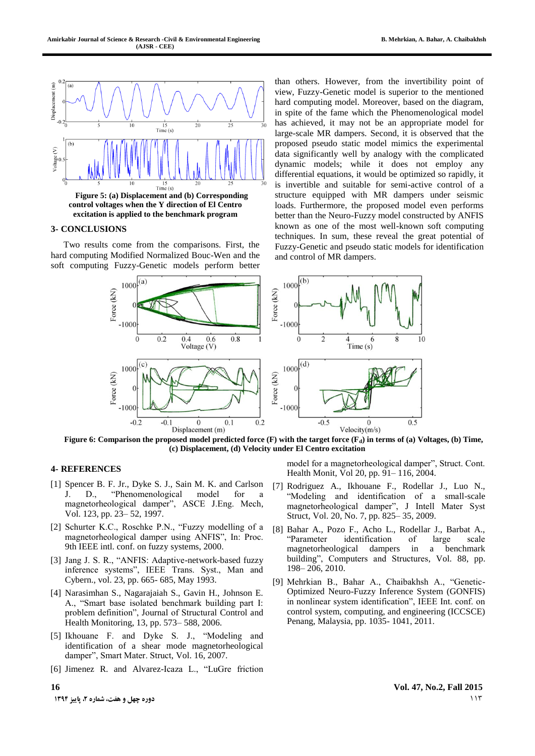0.2
(a)
Displacement (m)
0
-0.2
0 5 10 15 20 25 30
Time (s)

1
(b)
Voltage (V)
0.5
0
0 5 10 15 20 25 30
Time (s)

**Figure 5: (a) Displacement and (b) Corresponding control voltages when the Y direction of El Centro excitation is applied to the benchmark program**

## 3- CONCLUSIONS

Two results come from the comparisons. First, the hard computing Modified Normalized Bouc-Wen and the soft computing Fuzzy-Genetic models perform better than others. However, from the invertibility point of view, Fuzzy-Genetic model is superior to the mentioned hard computing model. Moreover, based on the diagram, in spite of the fame which the Phenomenological model has achieved, it may not be an appropriate model for large-scale MR dampers. Second, it is observed that the proposed pseudo static model mimics the experimental data significantly well by analogy with the complicated dynamic models; while it does not employ any differential equations, it would be optimized so rapidly, it is invertible and suitable for semi-active control of a structure equipped with MR dampers under seismic loads. Furthermore, the proposed model even performs better than the Neuro-Fuzzy model constructed by ANFIS known as one of the most well-known soft computing techniques. In sum, these reveal the great potential of Fuzzy-Genetic and pseudo static models for identification and control of MR dampers.

(a)
Force (kN)
1000
0
-1000
0 0.2 0.4 0.6 0.8 1
Voltage (V)

(b)
Force (kN)
1000
0
-1000
0 2 4 6 8 10
Time (s)

(c)
Force (kN)
1000
0
-1000
-0.2 -0.1 0 0.1 0.2
Displacement (m)

(d)
Force (kN)
1000
0
-1000
-0.5 0 0.5
Velocity(m/s)

**Figure 6: Comparison the proposed model predicted force (F) with the target force ($F_d$) in terms of (a) Voltages, (b) Time, (c) Displacement, (d) Velocity under El Centro excitation**

## 4- REFERENCES

[1] Spencer B. F. Jr., Dyke S. J., Sain M. K. and Carlson J. D., "Phenomenological model for a magnetorheological damper", ASCE J.Eng. Mech, Vol. 123, pp. 23– 52, 1997.

[2] Schurter K.C., Roschke P.N., "Fuzzy modelling of a magnetorheological damper using ANFIS", In: Proc. 9th IEEE intl. conf. on fuzzy systems, 2000.

[3] Jang J. S. R., "ANFIS: Adaptive-network-based fuzzy inference systems", IEEE Trans. Syst., Man and Cybern., vol. 23, pp. 665- 685, May 1993.

[4] Narasimhan S., Nagarajaiah S., Gavin H., Johnson E. A., "Smart base isolated benchmark building part I: problem definition", Journal of Structural Control and Health Monitoring, 13, pp. 573– 588, 2006.

[5] Ikhouane F. and Dyke S. J., "Modeling and identification of a shear mode magnetorheological damper", Smart Mater. Struct, Vol. 16, 2007.

[6] Jimenez R. and Alvarez-Icaza L., "LuGre friction model for a magnetorheological damper", Struct. Cont. Health Monit, Vol 20, pp. 91– 116, 2004.

[7] Rodriguez A., Ikhouane F., Rodellar J., Luo N., "Modeling and identification of a small-scale magnetorheological damper", J Intell Mater Syst Struct, Vol. 20, No. 7, pp. 825– 35, 2009.

[8] Bahar A., Pozo F., Acho L., Rodellar J., Barbat A., "Parameter identification of large scale magnetorheological dampers in a benchmark building", Computers and Structures, Vol. 88, pp. 198– 206, 2010.

[9] Mehrkian B., Bahar A., Chaibakhsh A., "Genetic-Optimized Neuro-Fuzzy Inference System (GONFIS) in nonlinear system identification", IEEE Int. conf. on control system, computing, and engineering (ICCSCE) Penang, Malaysia, pp. 1035- 1041, 2011.